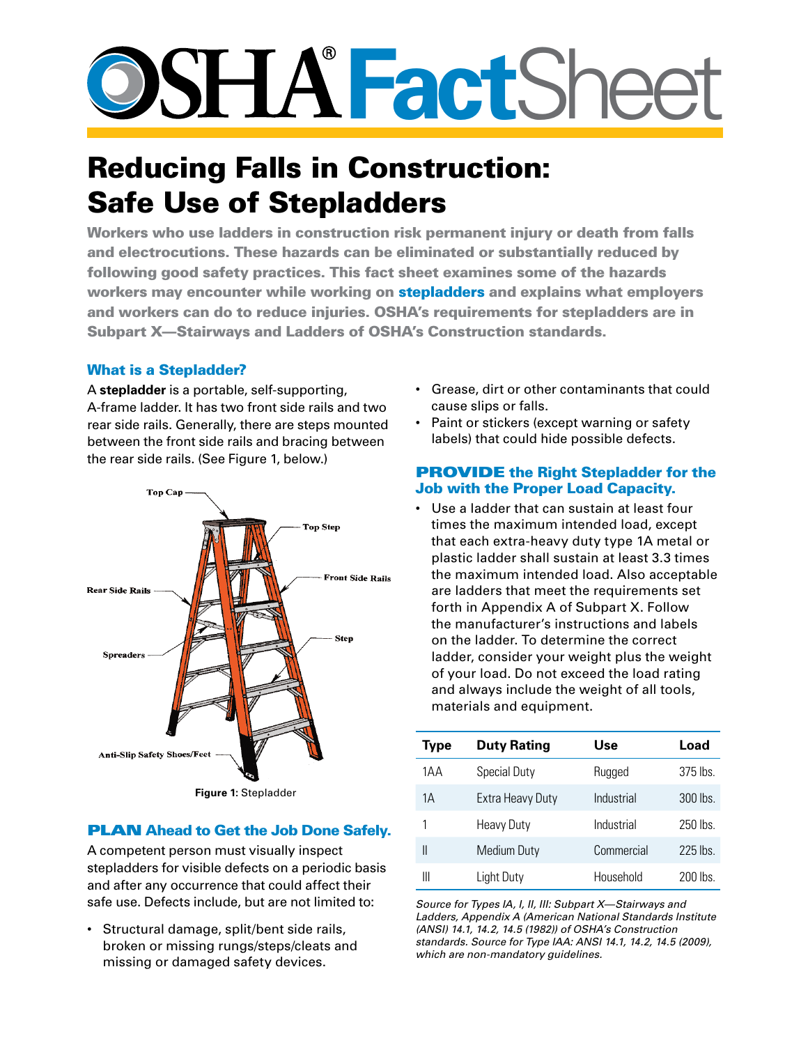# OSHA® FactSheet

# Reducing Falls in Construction: Safe Use of Stepladders

**Workers who use ladders in construction risk permanent injury or death from falls and electrocutions. These hazards can be eliminated or substantially reduced by following good safety practices. This fact sheet examines some of the hazards workers may encounter while working on stepladders and explains what employers and workers can do to reduce injuries. OSHA's requirements for stepladders are in Subpart X—Stairways and Ladders of OSHA's Construction standards.**

## What is a Stepladder?

A **stepladder** is a portable, self-supporting, A-frame ladder. It has two front side rails and two rear side rails. Generally, there are steps mounted between the front side rails and bracing between the rear side rails. (See Figure 1, below.)

Top Cap
Top Step
Front Side Rails
Rear Side Rails
Step
Spreaders
Anti-Slip Safety Shoes/Feet

**Figure 1:** Stepladder

## PLAN Ahead to Get the Job Done Safely.

A competent person must visually inspect stepladders for visible defects on a periodic basis and after any occurrence that could affect their safe use. Defects include, but are not limited to:

- Structural damage, split/bent side rails, broken or missing rungs/steps/cleats and missing or damaged safety devices.
- Grease, dirt or other contaminants that could cause slips or falls.
- Paint or stickers (except warning or safety labels) that could hide possible defects.

## PROVIDE the Right Stepladder for the Job with the Proper Load Capacity.

- Use a ladder that can sustain at least four times the maximum intended load, except that each extra-heavy duty type 1A metal or plastic ladder shall sustain at least 3.3 times the maximum intended load. Also acceptable are ladders that meet the requirements set forth in Appendix A of Subpart X. Follow the manufacturer's instructions and labels on the ladder. To determine the correct ladder, consider your weight plus the weight of your load. Do not exceed the load rating and always include the weight of all tools, materials and equipment.

| Type | Duty Rating | Use | Load |
|---|---|---|---|
| 1AA | Special Duty | Rugged | 375 lbs. |
| 1A | Extra Heavy Duty | Industrial | 300 lbs. |
| 1 | Heavy Duty | Industrial | 250 lbs. |
| II | Medium Duty | Commercial | 225 lbs. |
| III | Light Duty | Household | 200 lbs. |

*Source for Types IA, I, II, III: Subpart X—Stairways and Ladders, Appendix A (American National Standards Institute (ANSI) 14.1, 14.2, 14.5 (1982)) of OSHA's Construction standards. Source for Type IAA: ANSI 14.1, 14.2, 14.5 (2009), which are non-mandatory guidelines.*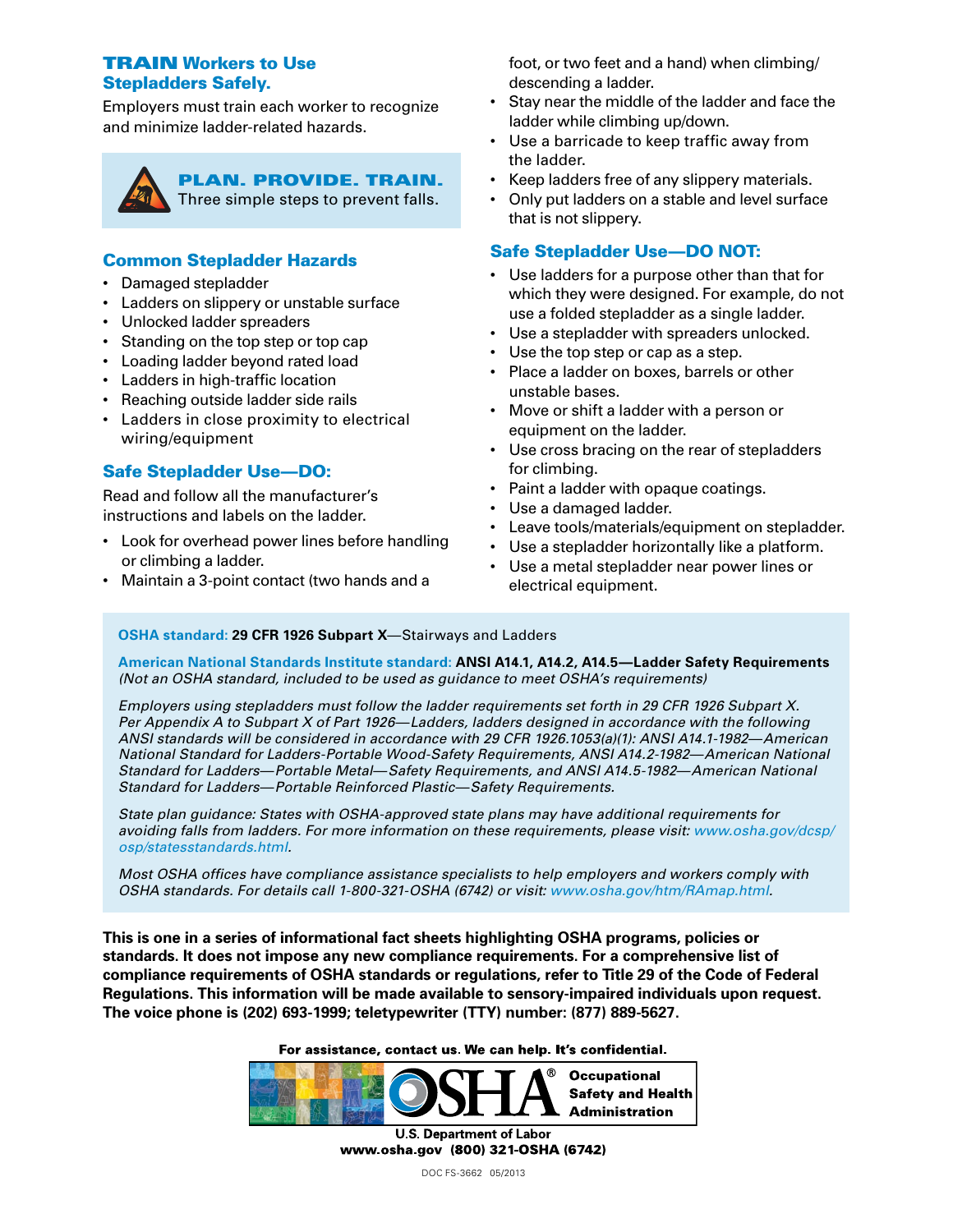## TRAIN Workers to Use Stepladders Safely.

Employers must train each worker to recognize and minimize ladder-related hazards.

**PLAN. PROVIDE. TRAIN.**
Three simple steps to prevent falls.

## Common Stepladder Hazards

- Damaged stepladder
- Ladders on slippery or unstable surface
- Unlocked ladder spreaders
- Standing on the top step or top cap
- Loading ladder beyond rated load
- Ladders in high-traffic location
- Reaching outside ladder side rails
- Ladders in close proximity to electrical wiring/equipment

## Safe Stepladder Use—DO:

Read and follow all the manufacturer's instructions and labels on the ladder.

- Look for overhead power lines before handling or climbing a ladder.
- Maintain a 3-point contact (two hands and a foot, or two feet and a hand) when climbing/descending a ladder.
- Stay near the middle of the ladder and face the ladder while climbing up/down.
- Use a barricade to keep traffic away from the ladder.
- Keep ladders free of any slippery materials.
- Only put ladders on a stable and level surface that is not slippery.

## Safe Stepladder Use—DO NOT:

- Use ladders for a purpose other than that for which they were designed. For example, do not use a folded stepladder as a single ladder.
- Use a stepladder with spreaders unlocked.
- Use the top step or cap as a step.
- Place a ladder on boxes, barrels or other unstable bases.
- Move or shift a ladder with a person or equipment on the ladder.
- Use cross bracing on the rear of stepladders for climbing.
- Paint a ladder with opaque coatings.
- Use a damaged ladder.
- Leave tools/materials/equipment on stepladder.
- Use a stepladder horizontally like a platform.
- Use a metal stepladder near power lines or electrical equipment.

**OSHA standard: 29 CFR 1926 Subpart X**—Stairways and Ladders

**American National Standards Institute standard: ANSI A14.1, A14.2, A14.5—Ladder Safety Requirements**
*(Not an OSHA standard, included to be used as guidance to meet OSHA's requirements)*

*Employers using stepladders must follow the ladder requirements set forth in 29 CFR 1926 Subpart X. Per Appendix A to Subpart X of Part 1926—Ladders, ladders designed in accordance with the following ANSI standards will be considered in accordance with 29 CFR 1926.1053(a)(1): ANSI A14.1-1982—American National Standard for Ladders-Portable Wood-Safety Requirements, ANSI A14.2-1982—American National Standard for Ladders—Portable Metal—Safety Requirements, and ANSI A14.5-1982—American National Standard for Ladders—Portable Reinforced Plastic—Safety Requirements.*

*State plan guidance: States with OSHA-approved state plans may have additional requirements for avoiding falls from ladders. For more information on these requirements, please visit: www.osha.gov/dcsp/osp/statesstandards.html.*

*Most OSHA offices have compliance assistance specialists to help employers and workers comply with OSHA standards. For details call 1-800-321-OSHA (6742) or visit: www.osha.gov/htm/RAmap.html.*

**This is one in a series of informational fact sheets highlighting OSHA programs, policies or standards. It does not impose any new compliance requirements. For a comprehensive list of compliance requirements of OSHA standards or regulations, refer to Title 29 of the Code of Federal Regulations. This information will be made available to sensory-impaired individuals upon request. The voice phone is (202) 693-1999; teletypewriter (TTY) number: (877) 889-5627.**

**For assistance, contact us. We can help. It's confidential.**

OSHA® Occupational Safety and Health Administration

U.S. Department of Labor
**www.osha.gov (800) 321-OSHA (6742)**

DOC FS-3662 05/2013